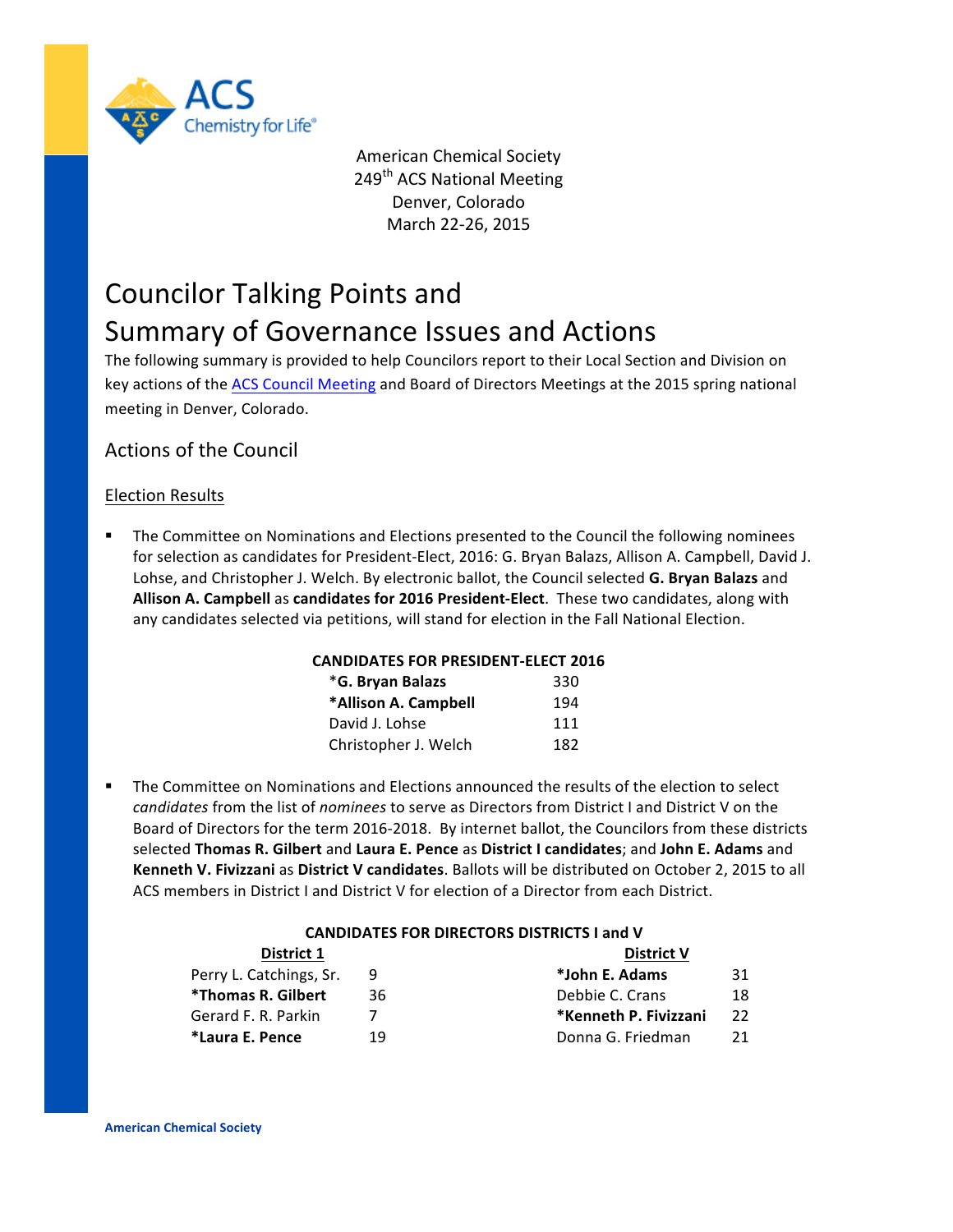American Chemical Society
249th ACS National Meeting
Denver, Colorado
March 22-26, 2015

# Councilor Talking Points and Summary of Governance Issues and Actions

The following summary is provided to help Councilors report to their Local Section and Division on key actions of the ACS Council Meeting and Board of Directors Meetings at the 2015 spring national meeting in Denver, Colorado.

## Actions of the Council

### Election Results

- The Committee on Nominations and Elections presented to the Council the following nominees for selection as candidates for President-Elect, 2016: G. Bryan Balazs, Allison A. Campbell, David J. Lohse, and Christopher J. Welch. By electronic ballot, the Council selected **G. Bryan Balazs** and **Allison A. Campbell** as **candidates for 2016 President-Elect**. These two candidates, along with any candidates selected via petitions, will stand for election in the Fall National Election.

**CANDIDATES FOR PRESIDENT-ELECT 2016**

| Candidate | Votes |
|---|---|
| ***G. Bryan Balazs** | 330 |
| ***Allison A. Campbell** | 194 |
| David J. Lohse | 111 |
| Christopher J. Welch | 182 |

- The Committee on Nominations and Elections announced the results of the election to select *candidates* from the list of *nominees* to serve as Directors from District I and District V on the Board of Directors for the term 2016-2018. By internet ballot, the Councilors from these districts selected **Thomas R. Gilbert** and **Laura E. Pence** as **District I candidates**; and **John E. Adams** and **Kenneth V. Fivizzani** as **District V candidates**. Ballots will be distributed on October 2, 2015 to all ACS members in District I and District V for election of a Director from each District.

**CANDIDATES FOR DIRECTORS DISTRICTS I and V**

| District 1 | | District V | |
|---|---|---|---|
| Perry L. Catchings, Sr. | 9 | ***John E. Adams** | 31 |
| ***Thomas R. Gilbert** | 36 | Debbie C. Crans | 18 |
| Gerard F. R. Parkin | 7 | ***Kenneth P. Fivizzani** | 22 |
| ***Laura E. Pence** | 19 | Donna G. Friedman | 21 |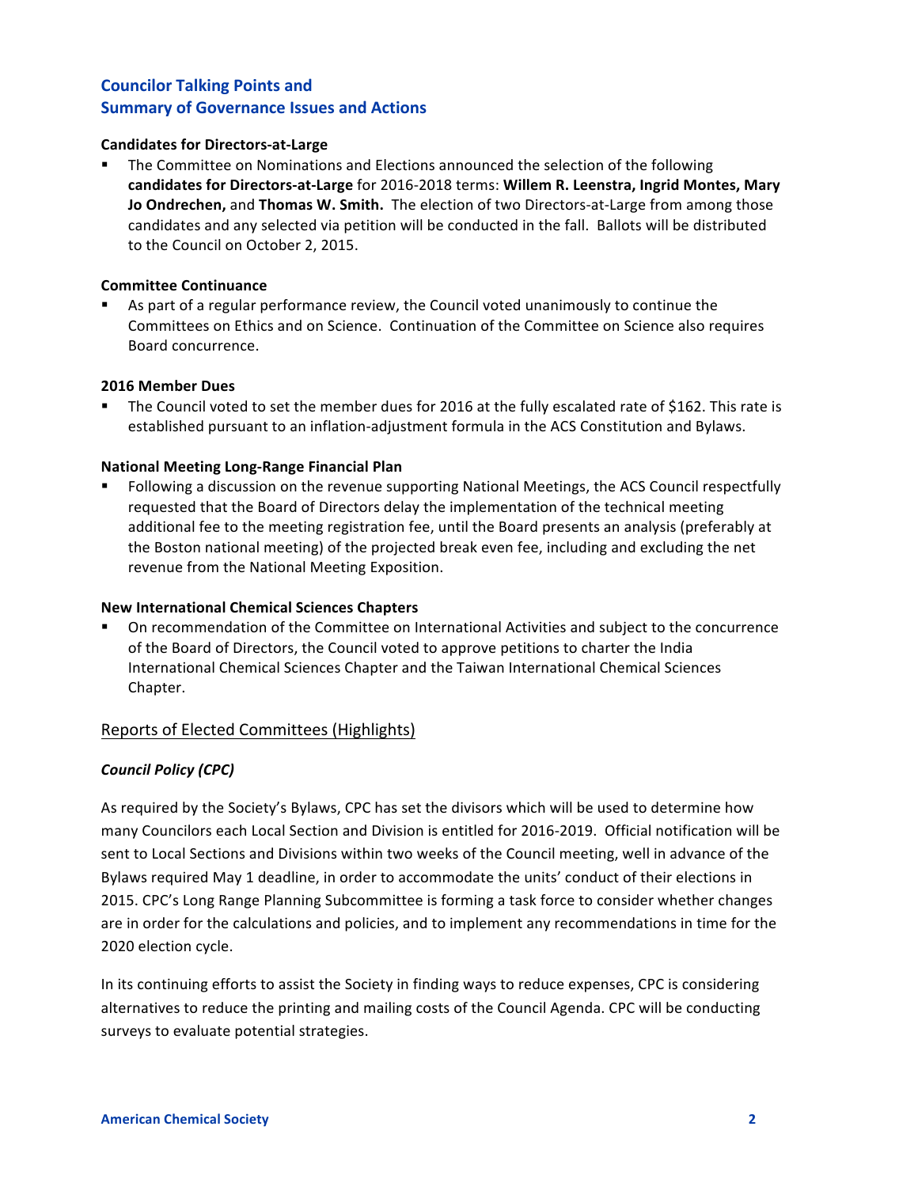## Councilor Talking Points and Summary of Governance Issues and Actions

**Candidates for Directors-at-Large**

- The Committee on Nominations and Elections announced the selection of the following **candidates for Directors-at-Large** for 2016-2018 terms: **Willem R. Leenstra, Ingrid Montes, Mary Jo Ondrechen,** and **Thomas W. Smith.** The election of two Directors-at-Large from among those candidates and any selected via petition will be conducted in the fall. Ballots will be distributed to the Council on October 2, 2015.

**Committee Continuance**

- As part of a regular performance review, the Council voted unanimously to continue the Committees on Ethics and on Science. Continuation of the Committee on Science also requires Board concurrence.

**2016 Member Dues**

- The Council voted to set the member dues for 2016 at the fully escalated rate of $162. This rate is established pursuant to an inflation-adjustment formula in the ACS Constitution and Bylaws.

**National Meeting Long-Range Financial Plan**

- Following a discussion on the revenue supporting National Meetings, the ACS Council respectfully requested that the Board of Directors delay the implementation of the technical meeting additional fee to the meeting registration fee, until the Board presents an analysis (preferably at the Boston national meeting) of the projected break even fee, including and excluding the net revenue from the National Meeting Exposition.

**New International Chemical Sciences Chapters**

- On recommendation of the Committee on International Activities and subject to the concurrence of the Board of Directors, the Council voted to approve petitions to charter the India International Chemical Sciences Chapter and the Taiwan International Chemical Sciences Chapter.

### Reports of Elected Committees (Highlights)

***Council Policy (CPC)***

As required by the Society's Bylaws, CPC has set the divisors which will be used to determine how many Councilors each Local Section and Division is entitled for 2016-2019. Official notification will be sent to Local Sections and Divisions within two weeks of the Council meeting, well in advance of the Bylaws required May 1 deadline, in order to accommodate the units' conduct of their elections in 2015. CPC's Long Range Planning Subcommittee is forming a task force to consider whether changes are in order for the calculations and policies, and to implement any recommendations in time for the 2020 election cycle.

In its continuing efforts to assist the Society in finding ways to reduce expenses, CPC is considering alternatives to reduce the printing and mailing costs of the Council Agenda. CPC will be conducting surveys to evaluate potential strategies.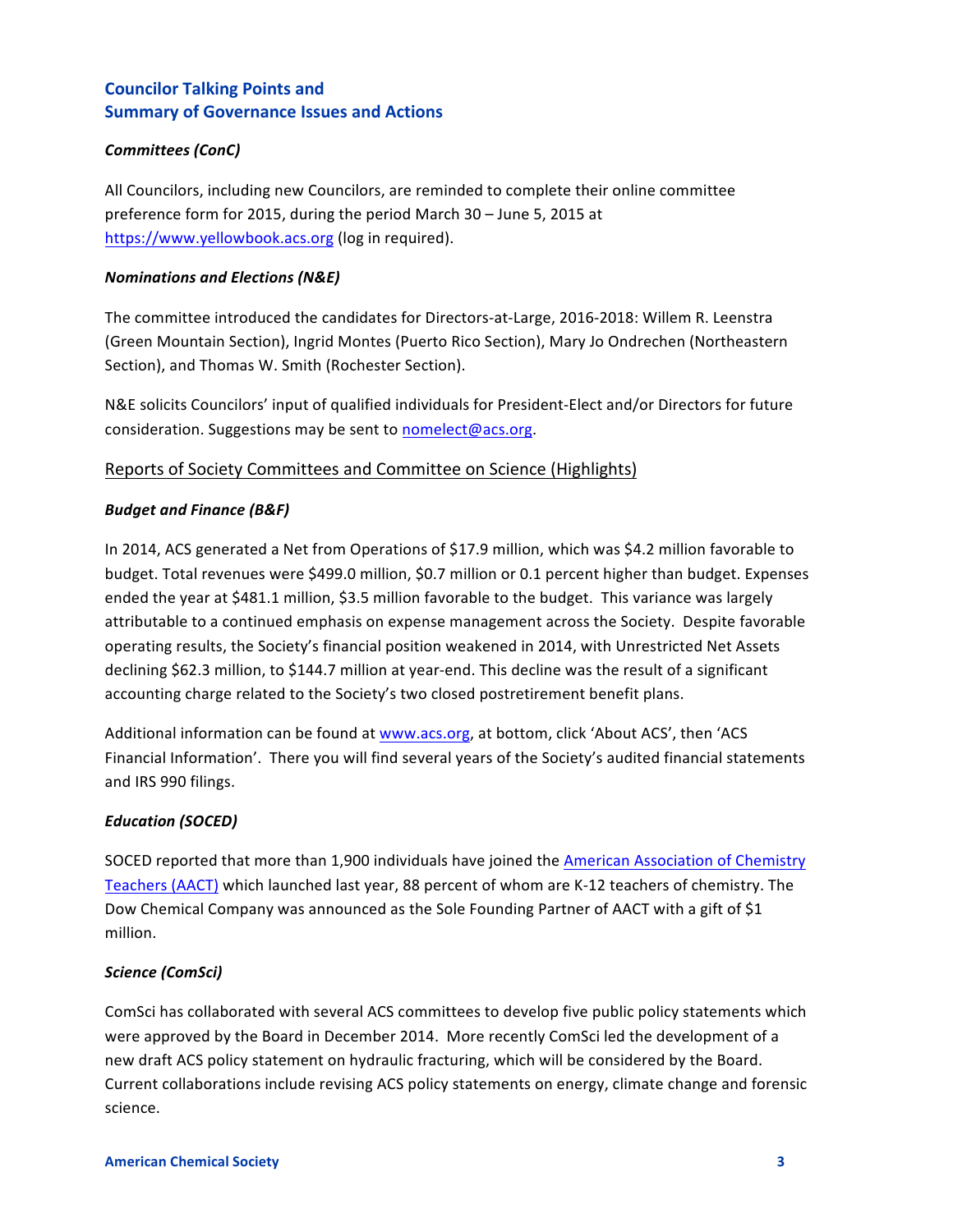## Councilor Talking Points and Summary of Governance Issues and Actions

***Committees (ConC)***

All Councilors, including new Councilors, are reminded to complete their online committee preference form for 2015, during the period March 30 – June 5, 2015 at [https://www.yellowbook.acs.org](https://www.yellowbook.acs.org) (log in required).

***Nominations and Elections (N&E)***

The committee introduced the candidates for Directors-at-Large, 2016-2018: Willem R. Leenstra (Green Mountain Section), Ingrid Montes (Puerto Rico Section), Mary Jo Ondrechen (Northeastern Section), and Thomas W. Smith (Rochester Section).

N&E solicits Councilors' input of qualified individuals for President-Elect and/or Directors for future consideration. Suggestions may be sent to nomelect@acs.org.

### Reports of Society Committees and Committee on Science (Highlights)

***Budget and Finance (B&F)***

In 2014, ACS generated a Net from Operations of $17.9 million, which was $4.2 million favorable to budget. Total revenues were $499.0 million, $0.7 million or 0.1 percent higher than budget. Expenses ended the year at $481.1 million, $3.5 million favorable to the budget. This variance was largely attributable to a continued emphasis on expense management across the Society. Despite favorable operating results, the Society's financial position weakened in 2014, with Unrestricted Net Assets declining $62.3 million, to $144.7 million at year-end. This decline was the result of a significant accounting charge related to the Society's two closed postretirement benefit plans.

Additional information can be found at www.acs.org, at bottom, click 'About ACS', then 'ACS Financial Information'. There you will find several years of the Society's audited financial statements and IRS 990 filings.

***Education (SOCED)***

SOCED reported that more than 1,900 individuals have joined the American Association of Chemistry Teachers (AACT) which launched last year, 88 percent of whom are K-12 teachers of chemistry. The Dow Chemical Company was announced as the Sole Founding Partner of AACT with a gift of $1 million.

***Science (ComSci)***

ComSci has collaborated with several ACS committees to develop five public policy statements which were approved by the Board in December 2014. More recently ComSci led the development of a new draft ACS policy statement on hydraulic fracturing, which will be considered by the Board. Current collaborations include revising ACS policy statements on energy, climate change and forensic science.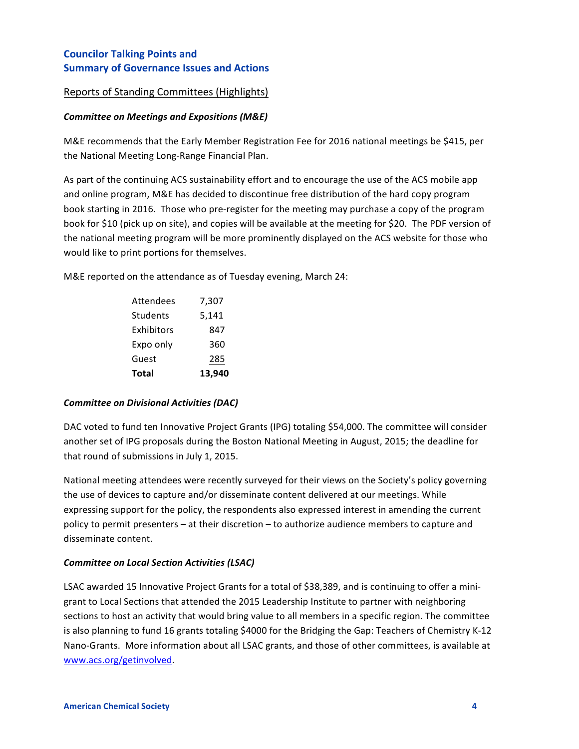## Councilor Talking Points and Summary of Governance Issues and Actions

### Reports of Standing Committees (Highlights)

#### *Committee on Meetings and Expositions (M&E)*

M&E recommends that the Early Member Registration Fee for 2016 national meetings be $415, per the National Meeting Long-Range Financial Plan.

As part of the continuing ACS sustainability effort and to encourage the use of the ACS mobile app and online program, M&E has decided to discontinue free distribution of the hard copy program book starting in 2016. Those who pre-register for the meeting may purchase a copy of the program book for $10 (pick up on site), and copies will be available at the meeting for $20. The PDF version of the national meeting program will be more prominently displayed on the ACS website for those who would like to print portions for themselves.

M&E reported on the attendance as of Tuesday evening, March 24:

| | |
|---|---|
| Attendees | 7,307 |
| Students | 5,141 |
| Exhibitors | 847 |
| Expo only | 360 |
| Guest | 285 |
| **Total** | **13,940** |

#### *Committee on Divisional Activities (DAC)*

DAC voted to fund ten Innovative Project Grants (IPG) totaling $54,000. The committee will consider another set of IPG proposals during the Boston National Meeting in August, 2015; the deadline for that round of submissions in July 1, 2015.

National meeting attendees were recently surveyed for their views on the Society's policy governing the use of devices to capture and/or disseminate content delivered at our meetings. While expressing support for the policy, the respondents also expressed interest in amending the current policy to permit presenters – at their discretion – to authorize audience members to capture and disseminate content.

#### *Committee on Local Section Activities (LSAC)*

LSAC awarded 15 Innovative Project Grants for a total of $38,389, and is continuing to offer a mini-grant to Local Sections that attended the 2015 Leadership Institute to partner with neighboring sections to host an activity that would bring value to all members in a specific region. The committee is also planning to fund 16 grants totaling $4000 for the Bridging the Gap: Teachers of Chemistry K-12 Nano-Grants. More information about all LSAC grants, and those of other committees, is available at www.acs.org/getinvolved.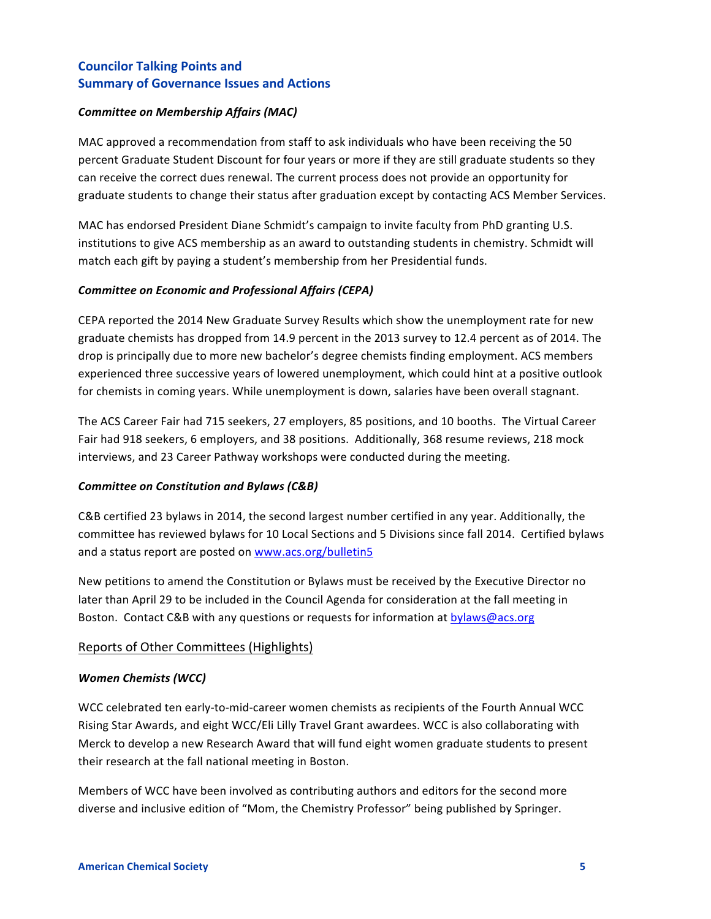## Councilor Talking Points and Summary of Governance Issues and Actions

***Committee on Membership Affairs (MAC)***

MAC approved a recommendation from staff to ask individuals who have been receiving the 50 percent Graduate Student Discount for four years or more if they are still graduate students so they can receive the correct dues renewal. The current process does not provide an opportunity for graduate students to change their status after graduation except by contacting ACS Member Services.

MAC has endorsed President Diane Schmidt's campaign to invite faculty from PhD granting U.S. institutions to give ACS membership as an award to outstanding students in chemistry. Schmidt will match each gift by paying a student's membership from her Presidential funds.

***Committee on Economic and Professional Affairs (CEPA)***

CEPA reported the 2014 New Graduate Survey Results which show the unemployment rate for new graduate chemists has dropped from 14.9 percent in the 2013 survey to 12.4 percent as of 2014. The drop is principally due to more new bachelor's degree chemists finding employment. ACS members experienced three successive years of lowered unemployment, which could hint at a positive outlook for chemists in coming years. While unemployment is down, salaries have been overall stagnant.

The ACS Career Fair had 715 seekers, 27 employers, 85 positions, and 10 booths. The Virtual Career Fair had 918 seekers, 6 employers, and 38 positions. Additionally, 368 resume reviews, 218 mock interviews, and 23 Career Pathway workshops were conducted during the meeting.

***Committee on Constitution and Bylaws (C&B)***

C&B certified 23 bylaws in 2014, the second largest number certified in any year. Additionally, the committee has reviewed bylaws for 10 Local Sections and 5 Divisions since fall 2014. Certified bylaws and a status report are posted on www.acs.org/bulletin5

New petitions to amend the Constitution or Bylaws must be received by the Executive Director no later than April 29 to be included in the Council Agenda for consideration at the fall meeting in Boston. Contact C&B with any questions or requests for information at bylaws@acs.org

### Reports of Other Committees (Highlights)

***Women Chemists (WCC)***

WCC celebrated ten early-to-mid-career women chemists as recipients of the Fourth Annual WCC Rising Star Awards, and eight WCC/Eli Lilly Travel Grant awardees. WCC is also collaborating with Merck to develop a new Research Award that will fund eight women graduate students to present their research at the fall national meeting in Boston.

Members of WCC have been involved as contributing authors and editors for the second more diverse and inclusive edition of "Mom, the Chemistry Professor" being published by Springer.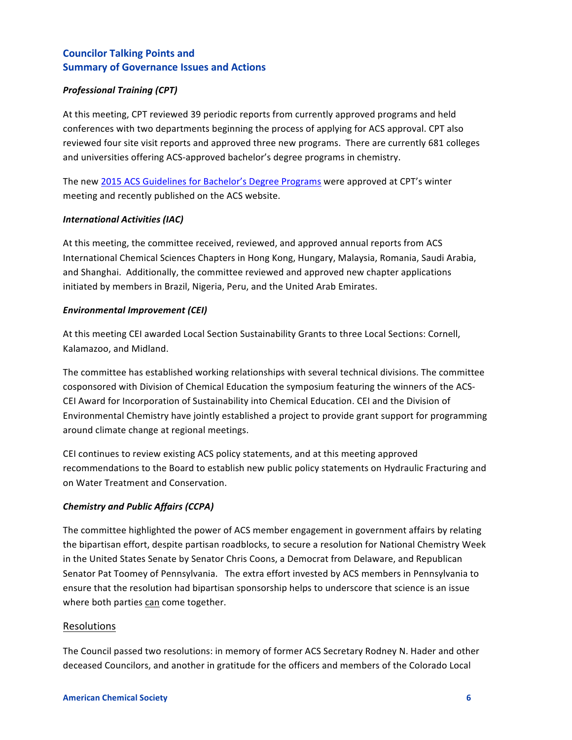## Councilor Talking Points and Summary of Governance Issues and Actions

### *Professional Training (CPT)*

At this meeting, CPT reviewed 39 periodic reports from currently approved programs and held conferences with two departments beginning the process of applying for ACS approval. CPT also reviewed four site visit reports and approved three new programs. There are currently 681 colleges and universities offering ACS-approved bachelor's degree programs in chemistry.

The new 2015 ACS Guidelines for Bachelor's Degree Programs were approved at CPT's winter meeting and recently published on the ACS website.

### *International Activities (IAC)*

At this meeting, the committee received, reviewed, and approved annual reports from ACS International Chemical Sciences Chapters in Hong Kong, Hungary, Malaysia, Romania, Saudi Arabia, and Shanghai. Additionally, the committee reviewed and approved new chapter applications initiated by members in Brazil, Nigeria, Peru, and the United Arab Emirates.

### *Environmental Improvement (CEI)*

At this meeting CEI awarded Local Section Sustainability Grants to three Local Sections: Cornell, Kalamazoo, and Midland.

The committee has established working relationships with several technical divisions. The committee cosponsored with Division of Chemical Education the symposium featuring the winners of the ACS-CEI Award for Incorporation of Sustainability into Chemical Education. CEI and the Division of Environmental Chemistry have jointly established a project to provide grant support for programming around climate change at regional meetings.

CEI continues to review existing ACS policy statements, and at this meeting approved recommendations to the Board to establish new public policy statements on Hydraulic Fracturing and on Water Treatment and Conservation.

### *Chemistry and Public Affairs (CCPA)*

The committee highlighted the power of ACS member engagement in government affairs by relating the bipartisan effort, despite partisan roadblocks, to secure a resolution for National Chemistry Week in the United States Senate by Senator Chris Coons, a Democrat from Delaware, and Republican Senator Pat Toomey of Pennsylvania. The extra effort invested by ACS members in Pennsylvania to ensure that the resolution had bipartisan sponsorship helps to underscore that science is an issue where both parties can come together.

## Resolutions

The Council passed two resolutions: in memory of former ACS Secretary Rodney N. Hader and other deceased Councilors, and another in gratitude for the officers and members of the Colorado Local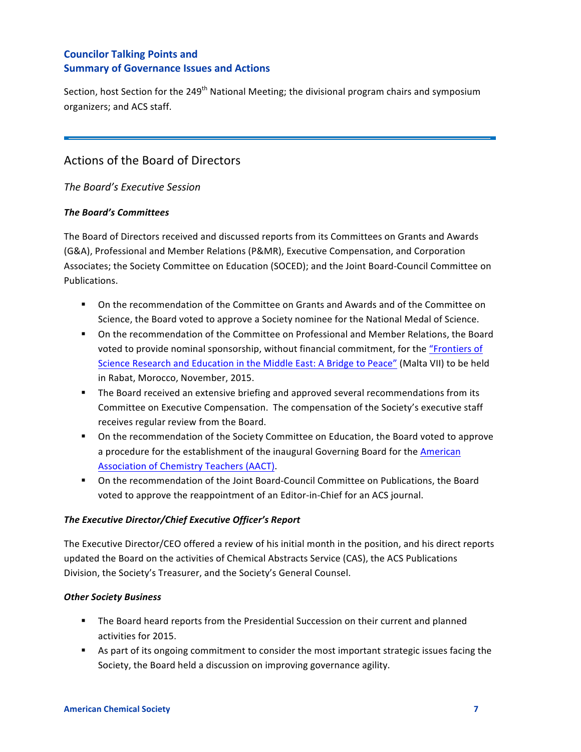Section, host Section for the 249th National Meeting; the divisional program chairs and symposium organizers; and ACS staff.

## Actions of the Board of Directors

### *The Board's Executive Session*

#### ***The Board's Committees***

The Board of Directors received and discussed reports from its Committees on Grants and Awards (G&A), Professional and Member Relations (P&MR), Executive Compensation, and Corporation Associates; the Society Committee on Education (SOCED); and the Joint Board-Council Committee on Publications.

- On the recommendation of the Committee on Grants and Awards and of the Committee on Science, the Board voted to approve a Society nominee for the National Medal of Science.
- On the recommendation of the Committee on Professional and Member Relations, the Board voted to provide nominal sponsorship, without financial commitment, for the "Frontiers of Science Research and Education in the Middle East: A Bridge to Peace" (Malta VII) to be held in Rabat, Morocco, November, 2015.
- The Board received an extensive briefing and approved several recommendations from its Committee on Executive Compensation. The compensation of the Society's executive staff receives regular review from the Board.
- On the recommendation of the Society Committee on Education, the Board voted to approve a procedure for the establishment of the inaugural Governing Board for the American Association of Chemistry Teachers (AACT).
- On the recommendation of the Joint Board-Council Committee on Publications, the Board voted to approve the reappointment of an Editor-in-Chief for an ACS journal.

#### ***The Executive Director/Chief Executive Officer's Report***

The Executive Director/CEO offered a review of his initial month in the position, and his direct reports updated the Board on the activities of Chemical Abstracts Service (CAS), the ACS Publications Division, the Society's Treasurer, and the Society's General Counsel.

#### ***Other Society Business***

- The Board heard reports from the Presidential Succession on their current and planned activities for 2015.
- As part of its ongoing commitment to consider the most important strategic issues facing the Society, the Board held a discussion on improving governance agility.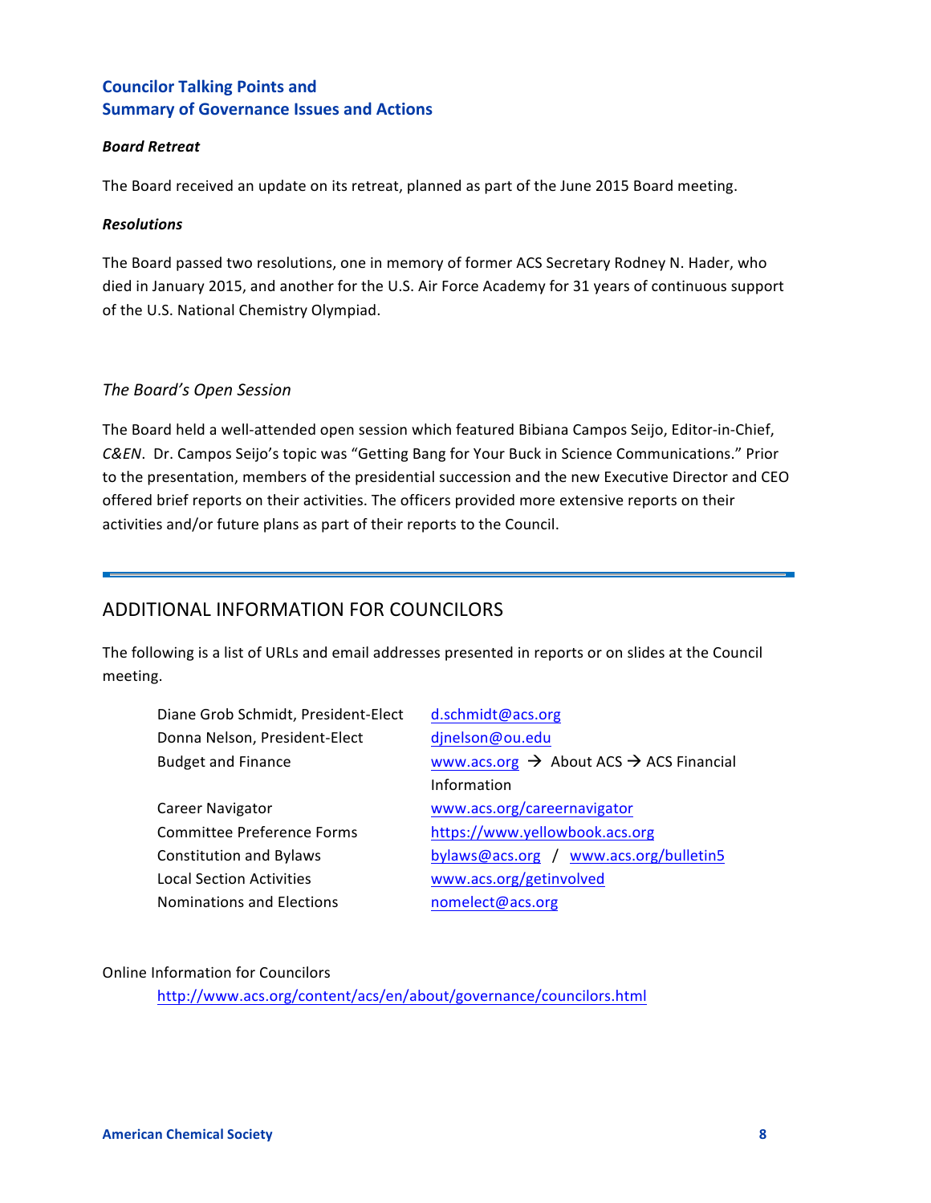## Councilor Talking Points and Summary of Governance Issues and Actions

***Board Retreat***

The Board received an update on its retreat, planned as part of the June 2015 Board meeting.

***Resolutions***

The Board passed two resolutions, one in memory of former ACS Secretary Rodney N. Hader, who died in January 2015, and another for the U.S. Air Force Academy for 31 years of continuous support of the U.S. National Chemistry Olympiad.

*The Board's Open Session*

The Board held a well-attended open session which featured Bibiana Campos Seijo, Editor-in-Chief, *C&EN*. Dr. Campos Seijo's topic was "Getting Bang for Your Buck in Science Communications." Prior to the presentation, members of the presidential succession and the new Executive Director and CEO offered brief reports on their activities. The officers provided more extensive reports on their activities and/or future plans as part of their reports to the Council.

---

## ADDITIONAL INFORMATION FOR COUNCILORS

The following is a list of URLs and email addresses presented in reports or on slides at the Council meeting.

| | |
|---|---|
| Diane Grob Schmidt, President-Elect | d.schmidt@acs.org |
| Donna Nelson, President-Elect | djnelson@ou.edu |
| Budget and Finance | www.acs.org → About ACS → ACS Financial Information |
| Career Navigator | www.acs.org/careernavigator |
| Committee Preference Forms | https://www.yellowbook.acs.org |
| Constitution and Bylaws | bylaws@acs.org / www.acs.org/bulletin5 |
| Local Section Activities | www.acs.org/getinvolved |
| Nominations and Elections | nomelect@acs.org |

Online Information for Councilors

http://www.acs.org/content/acs/en/about/governance/councilors.html